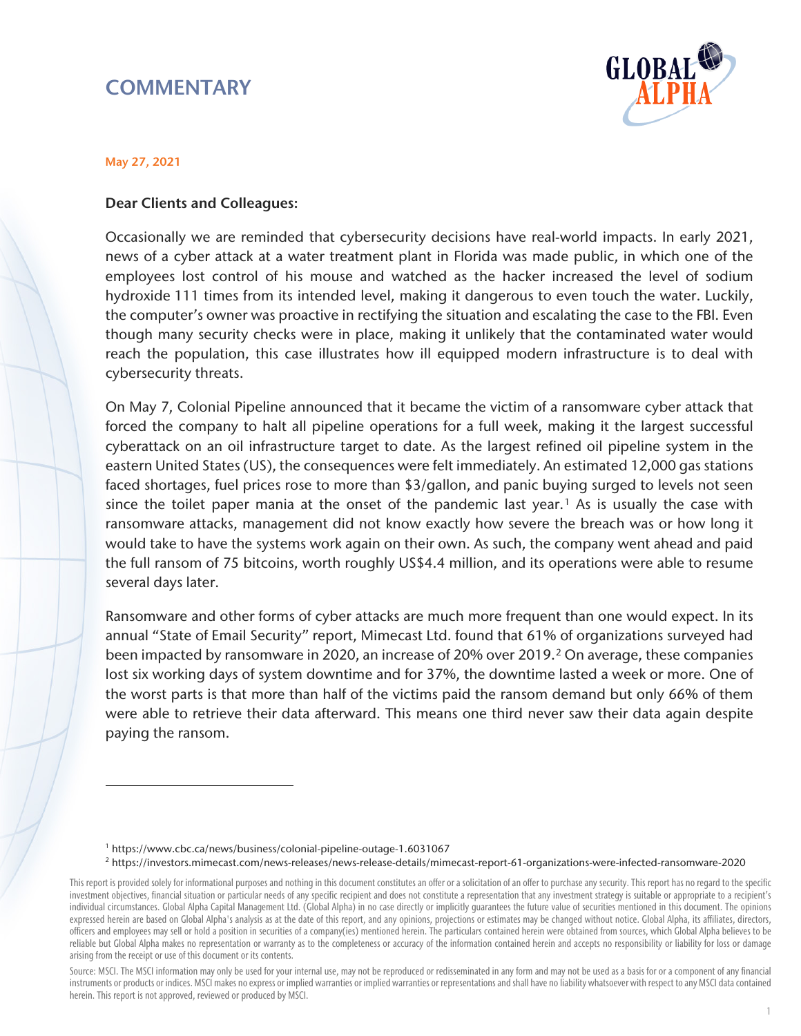# COMMENTARY

May 27, 2021

**Dear Clients and Colleagues:**

Occasionally we are reminded that cybersecurity decisions have real-world impacts. In early 2021, news of a cyber attack at a water treatment plant in Florida was made public, in which one of the employees lost control of his mouse and watched as the hacker increased the level of sodium hydroxide 111 times from its intended level, making it dangerous to even touch the water. Luckily, the computer's owner was proactive in rectifying the situation and escalating the case to the FBI. Even though many security checks were in place, making it unlikely that the contaminated water would reach the population, this case illustrates how ill equipped modern infrastructure is to deal with cybersecurity threats.

On May 7, Colonial Pipeline announced that it became the victim of a ransomware cyber attack that forced the company to halt all pipeline operations for a full week, making it the largest successful cyberattack on an oil infrastructure target to date. As the largest refined oil pipeline system in the eastern United States (US), the consequences were felt immediately. An estimated 12,000 gas stations faced shortages, fuel prices rose to more than $3/gallon, and panic buying surged to levels not seen since the toilet paper mania at the onset of the pandemic last year.[1] As is usually the case with ransomware attacks, management did not know exactly how severe the breach was or how long it would take to have the systems work again on their own. As such, the company went ahead and paid the full ransom of 75 bitcoins, worth roughly US$4.4 million, and its operations were able to resume several days later.

Ransomware and other forms of cyber attacks are much more frequent than one would expect. In its annual "State of Email Security" report, Mimecast Ltd. found that 61% of organizations surveyed had been impacted by ransomware in 2020, an increase of 20% over 2019.[2] On average, these companies lost six working days of system downtime and for 37%, the downtime lasted a week or more. One of the worst parts is that more than half of the victims paid the ransom demand but only 66% of them were able to retrieve their data afterward. This means one third never saw their data again despite paying the ransom.

---

[1] https://www.cbc.ca/news/business/colonial-pipeline-outage-1.6031067

[2] https://investors.mimecast.com/news-releases/news-release-details/mimecast-report-61-organizations-were-infected-ransomware-2020

This report is provided solely for informational purposes and nothing in this document constitutes an offer or a solicitation of an offer to purchase any security. This report has no regard to the specific investment objectives, financial situation or particular needs of any specific recipient and does not constitute a representation that any investment strategy is suitable or appropriate to a recipient's individual circumstances. Global Alpha Capital Management Ltd. (Global Alpha) in no case directly or implicitly guarantees the future value of securities mentioned in this document. The opinions expressed herein are based on Global Alpha's analysis as at the date of this report, and any opinions, projections or estimates may be changed without notice. Global Alpha, its affiliates, directors, officers and employees may sell or hold a position in securities of a company(ies) mentioned herein. The particulars contained herein were obtained from sources, which Global Alpha believes to be reliable but Global Alpha makes no representation or warranty as to the completeness or accuracy of the information contained herein and accepts no responsibility or liability for loss or damage arising from the receipt or use of this document or its contents.

Source: MSCI. The MSCI information may only be used for your internal use, may not be reproduced or redisseminated in any form and may not be used as a basis for or a component of any financial instruments or products or indices. MSCI makes no express or implied warranties or implied warranties or representations and shall have no liability whatsoever with respect to any MSCI data contained herein. This report is not approved, reviewed or produced by MSCI.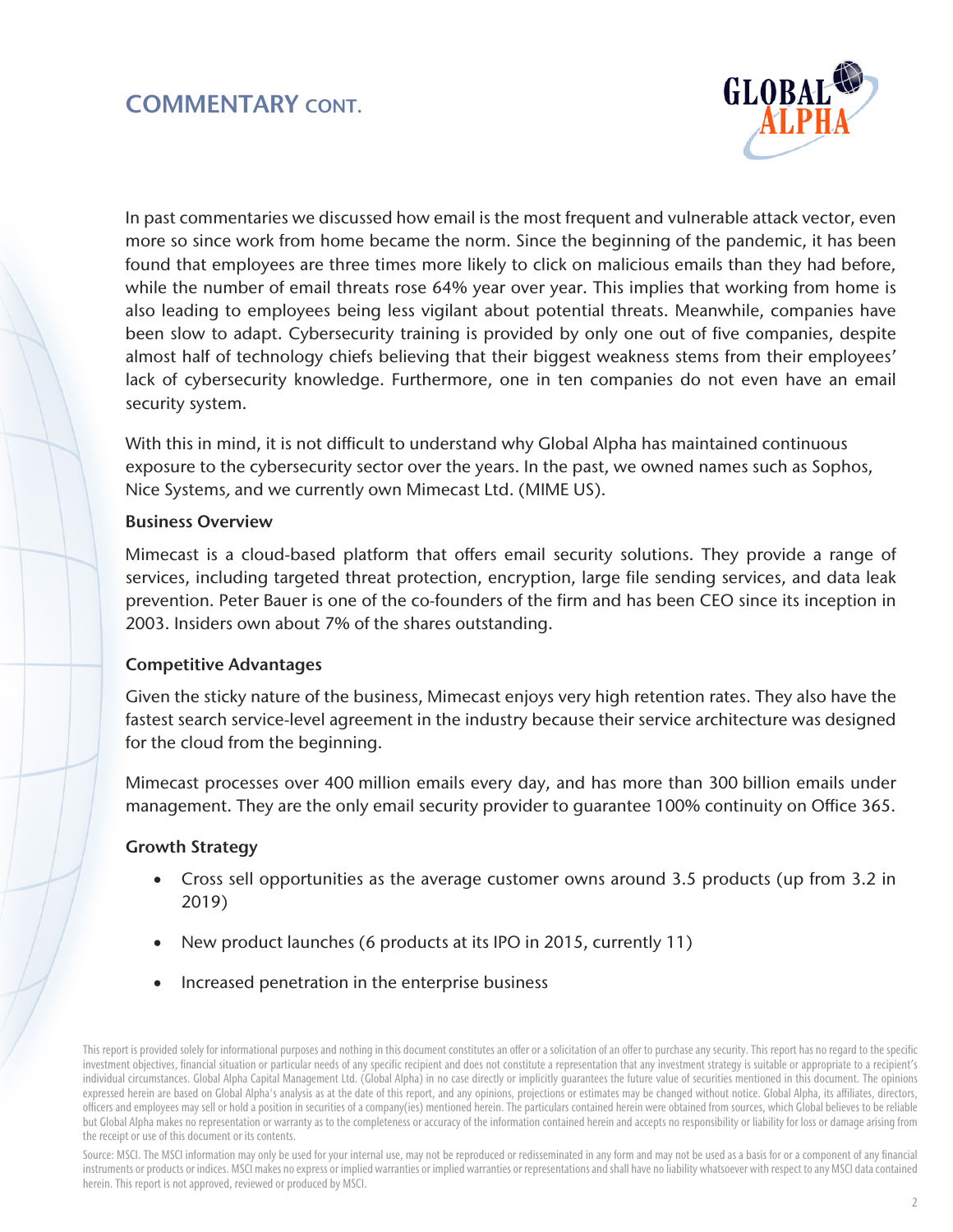## COMMENTARY CONT.

In past commentaries we discussed how email is the most frequent and vulnerable attack vector, even more so since work from home became the norm. Since the beginning of the pandemic, it has been found that employees are three times more likely to click on malicious emails than they had before, while the number of email threats rose 64% year over year. This implies that working from home is also leading to employees being less vigilant about potential threats. Meanwhile, companies have been slow to adapt. Cybersecurity training is provided by only one out of five companies, despite almost half of technology chiefs believing that their biggest weakness stems from their employees' lack of cybersecurity knowledge. Furthermore, one in ten companies do not even have an email security system.

With this in mind, it is not difficult to understand why Global Alpha has maintained continuous exposure to the cybersecurity sector over the years. In the past, we owned names such as Sophos, Nice Systems, and we currently own Mimecast Ltd. (MIME US).

### Business Overview

Mimecast is a cloud-based platform that offers email security solutions. They provide a range of services, including targeted threat protection, encryption, large file sending services, and data leak prevention. Peter Bauer is one of the co-founders of the firm and has been CEO since its inception in 2003. Insiders own about 7% of the shares outstanding.

### Competitive Advantages

Given the sticky nature of the business, Mimecast enjoys very high retention rates. They also have the fastest search service-level agreement in the industry because their service architecture was designed for the cloud from the beginning.

Mimecast processes over 400 million emails every day, and has more than 300 billion emails under management. They are the only email security provider to guarantee 100% continuity on Office 365.

### Growth Strategy

- Cross sell opportunities as the average customer owns around 3.5 products (up from 3.2 in 2019)
- New product launches (6 products at its IPO in 2015, currently 11)
- Increased penetration in the enterprise business

This report is provided solely for informational purposes and nothing in this document constitutes an offer or a solicitation of an offer to purchase any security. This report has no regard to the specific investment objectives, financial situation or particular needs of any specific recipient and does not constitute a representation that any investment strategy is suitable or appropriate to a recipient's individual circumstances. Global Alpha Capital Management Ltd. (Global Alpha) in no case directly or implicitly guarantees the future value of securities mentioned in this document. The opinions expressed herein are based on Global Alpha's analysis as at the date of this report, and any opinions, projections or estimates may be changed without notice. Global Alpha, its affiliates, directors, officers and employees may sell or hold a position in securities of a company(ies) mentioned herein. The particulars contained herein were obtained from sources, which Global believes to be reliable but Global Alpha makes no representation or warranty as to the completeness or accuracy of the information contained herein and accepts no responsibility or liability for loss or damage arising from the receipt or use of this document or its contents.

Source: MSCI. The MSCI information may only be used for your internal use, may not be reproduced or redisseminated in any form and may not be used as a basis for or a component of any financial instruments or products or indices. MSCI makes no express or implied warranties or implied warranties or representations and shall have no liability whatsoever with respect to any MSCI data contained herein. This report is not approved, reviewed or produced by MSCI.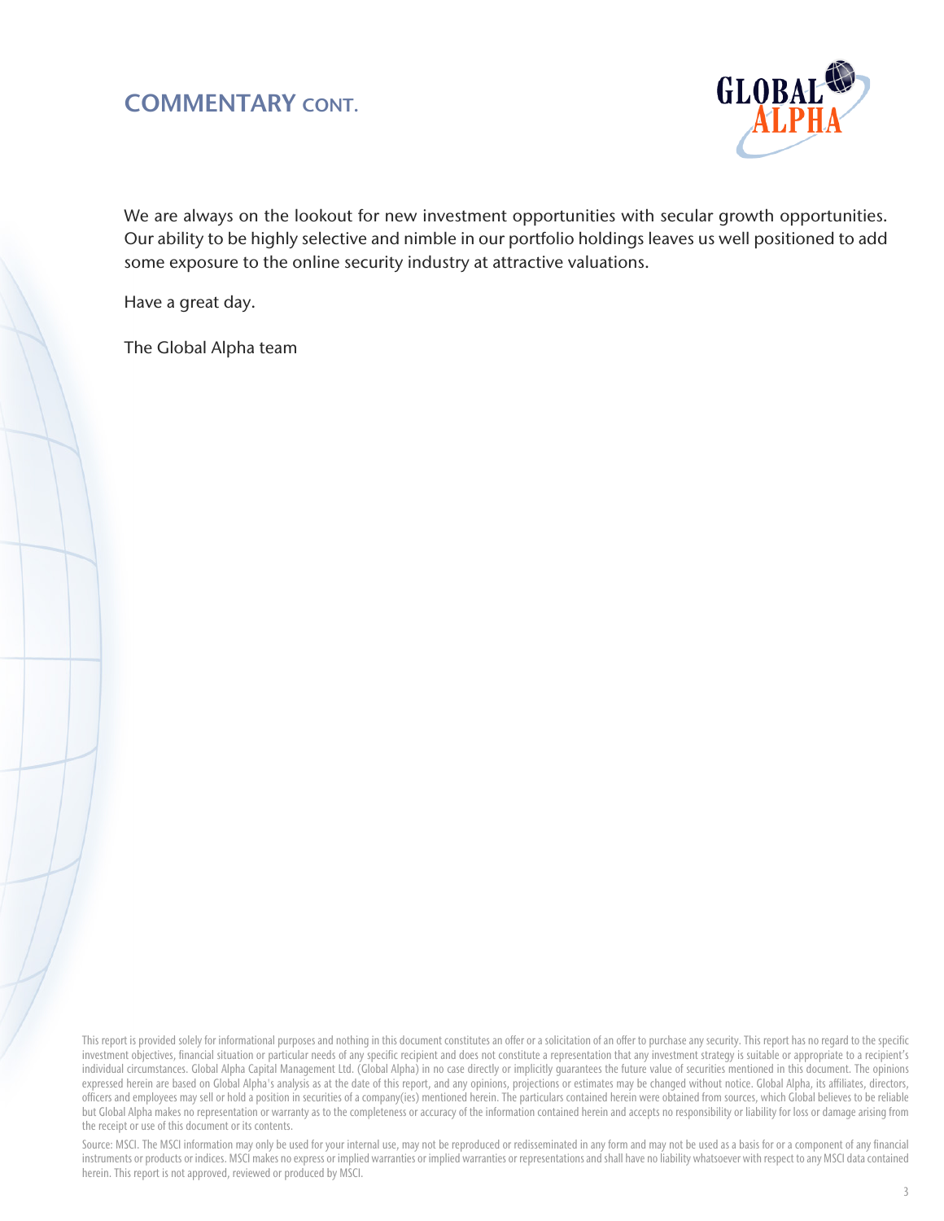## COMMENTARY CONT.

We are always on the lookout for new investment opportunities with secular growth opportunities. Our ability to be highly selective and nimble in our portfolio holdings leaves us well positioned to add some exposure to the online security industry at attractive valuations.

Have a great day.

The Global Alpha team

This report is provided solely for informational purposes and nothing in this document constitutes an offer or a solicitation of an offer to purchase any security. This report has no regard to the specific investment objectives, financial situation or particular needs of any specific recipient and does not constitute a representation that any investment strategy is suitable or appropriate to a recipient's individual circumstances. Global Alpha Capital Management Ltd. (Global Alpha) in no case directly or implicitly guarantees the future value of securities mentioned in this document. The opinions expressed herein are based on Global Alpha's analysis as at the date of this report, and any opinions, projections or estimates may be changed without notice. Global Alpha, its affiliates, directors, officers and employees may sell or hold a position in securities of a company(ies) mentioned herein. The particulars contained herein were obtained from sources, which Global believes to be reliable but Global Alpha makes no representation or warranty as to the completeness or accuracy of the information contained herein and accepts no responsibility or liability for loss or damage arising from the receipt or use of this document or its contents.

Source: MSCI. The MSCI information may only be used for your internal use, may not be reproduced or redisseminated in any form and may not be used as a basis for or a component of any financial instruments or products or indices. MSCI makes no express or implied warranties or implied warranties or representations and shall have no liability whatsoever with respect to any MSCI data contained herein. This report is not approved, reviewed or produced by MSCI.